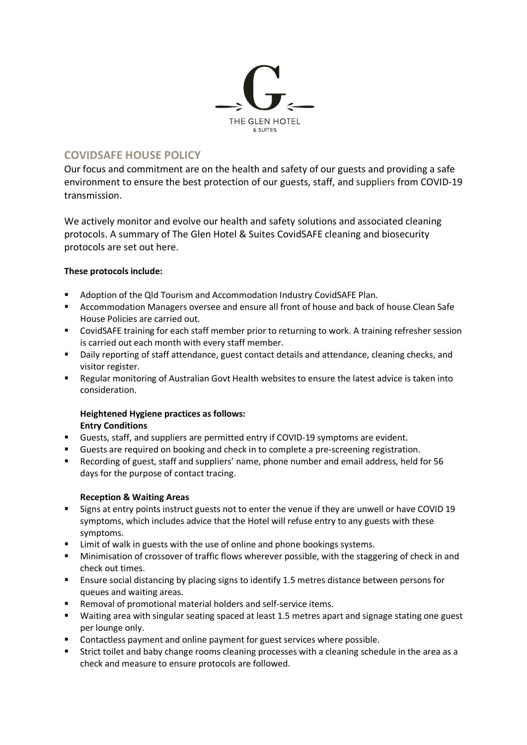THE GLEN HOTEL

& SUITES

## COVIDSAFE HOUSE POLICY

Our focus and commitment are on the health and safety of our guests and providing a safe environment to ensure the best protection of our guests, staff, and suppliers from COVID-19 transmission.

We actively monitor and evolve our health and safety solutions and associated cleaning protocols. A summary of The Glen Hotel & Suites CovidSAFE cleaning and biosecurity protocols are set out here.

**These protocols include:**

- Adoption of the Qld Tourism and Accommodation Industry CovidSAFE Plan.
- Accommodation Managers oversee and ensure all front of house and back of house Clean Safe House Policies are carried out.
- CovidSAFE training for each staff member prior to returning to work. A training refresher session is carried out each month with every staff member.
- Daily reporting of staff attendance, guest contact details and attendance, cleaning checks, and visitor register.
- Regular monitoring of Australian Govt Health websites to ensure the latest advice is taken into consideration.

**Heightened Hygiene practices as follows:**
**Entry Conditions**

- Guests, staff, and suppliers are permitted entry if COVID-19 symptoms are evident.
- Guests are required on booking and check in to complete a pre-screening registration.
- Recording of guest, staff and suppliers' name, phone number and email address, held for 56 days for the purpose of contact tracing.

**Reception & Waiting Areas**

- Signs at entry points instruct guests not to enter the venue if they are unwell or have COVID 19 symptoms, which includes advice that the Hotel will refuse entry to any guests with these symptoms.
- Limit of walk in guests with the use of online and phone bookings systems.
- Minimisation of crossover of traffic flows wherever possible, with the staggering of check in and check out times.
- Ensure social distancing by placing signs to identify 1.5 metres distance between persons for queues and waiting areas.
- Removal of promotional material holders and self-service items.
- Waiting area with singular seating spaced at least 1.5 metres apart and signage stating one guest per lounge only.
- Contactless payment and online payment for guest services where possible.
- Strict toilet and baby change rooms cleaning processes with a cleaning schedule in the area as a check and measure to ensure protocols are followed.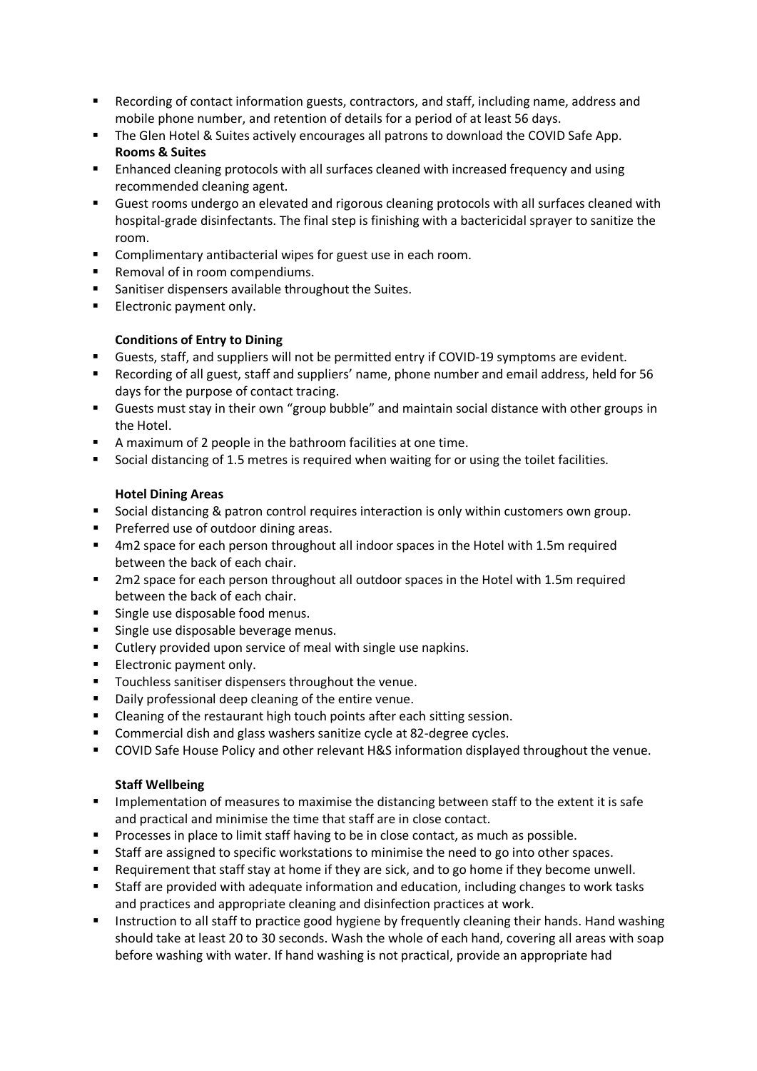- Recording of contact information guests, contractors, and staff, including name, address and mobile phone number, and retention of details for a period of at least 56 days.
- The Glen Hotel & Suites actively encourages all patrons to download the COVID Safe App.

**Rooms & Suites**

- Enhanced cleaning protocols with all surfaces cleaned with increased frequency and using recommended cleaning agent.
- Guest rooms undergo an elevated and rigorous cleaning protocols with all surfaces cleaned with hospital-grade disinfectants. The final step is finishing with a bactericidal sprayer to sanitize the room.
- Complimentary antibacterial wipes for guest use in each room.
- Removal of in room compendiums.
- Sanitiser dispensers available throughout the Suites.
- Electronic payment only.

**Conditions of Entry to Dining**

- Guests, staff, and suppliers will not be permitted entry if COVID-19 symptoms are evident.
- Recording of all guest, staff and suppliers' name, phone number and email address, held for 56 days for the purpose of contact tracing.
- Guests must stay in their own "group bubble" and maintain social distance with other groups in the Hotel.
- A maximum of 2 people in the bathroom facilities at one time.
- Social distancing of 1.5 metres is required when waiting for or using the toilet facilities.

**Hotel Dining Areas**

- Social distancing & patron control requires interaction is only within customers own group.
- Preferred use of outdoor dining areas.
- 4m2 space for each person throughout all indoor spaces in the Hotel with 1.5m required between the back of each chair.
- 2m2 space for each person throughout all outdoor spaces in the Hotel with 1.5m required between the back of each chair.
- Single use disposable food menus.
- Single use disposable beverage menus.
- Cutlery provided upon service of meal with single use napkins.
- Electronic payment only.
- Touchless sanitiser dispensers throughout the venue.
- Daily professional deep cleaning of the entire venue.
- Cleaning of the restaurant high touch points after each sitting session.
- Commercial dish and glass washers sanitize cycle at 82-degree cycles.
- COVID Safe House Policy and other relevant H&S information displayed throughout the venue.

**Staff Wellbeing**

- Implementation of measures to maximise the distancing between staff to the extent it is safe and practical and minimise the time that staff are in close contact.
- Processes in place to limit staff having to be in close contact, as much as possible.
- Staff are assigned to specific workstations to minimise the need to go into other spaces.
- Requirement that staff stay at home if they are sick, and to go home if they become unwell.
- Staff are provided with adequate information and education, including changes to work tasks and practices and appropriate cleaning and disinfection practices at work.
- Instruction to all staff to practice good hygiene by frequently cleaning their hands. Hand washing should take at least 20 to 30 seconds. Wash the whole of each hand, covering all areas with soap before washing with water. If hand washing is not practical, provide an appropriate had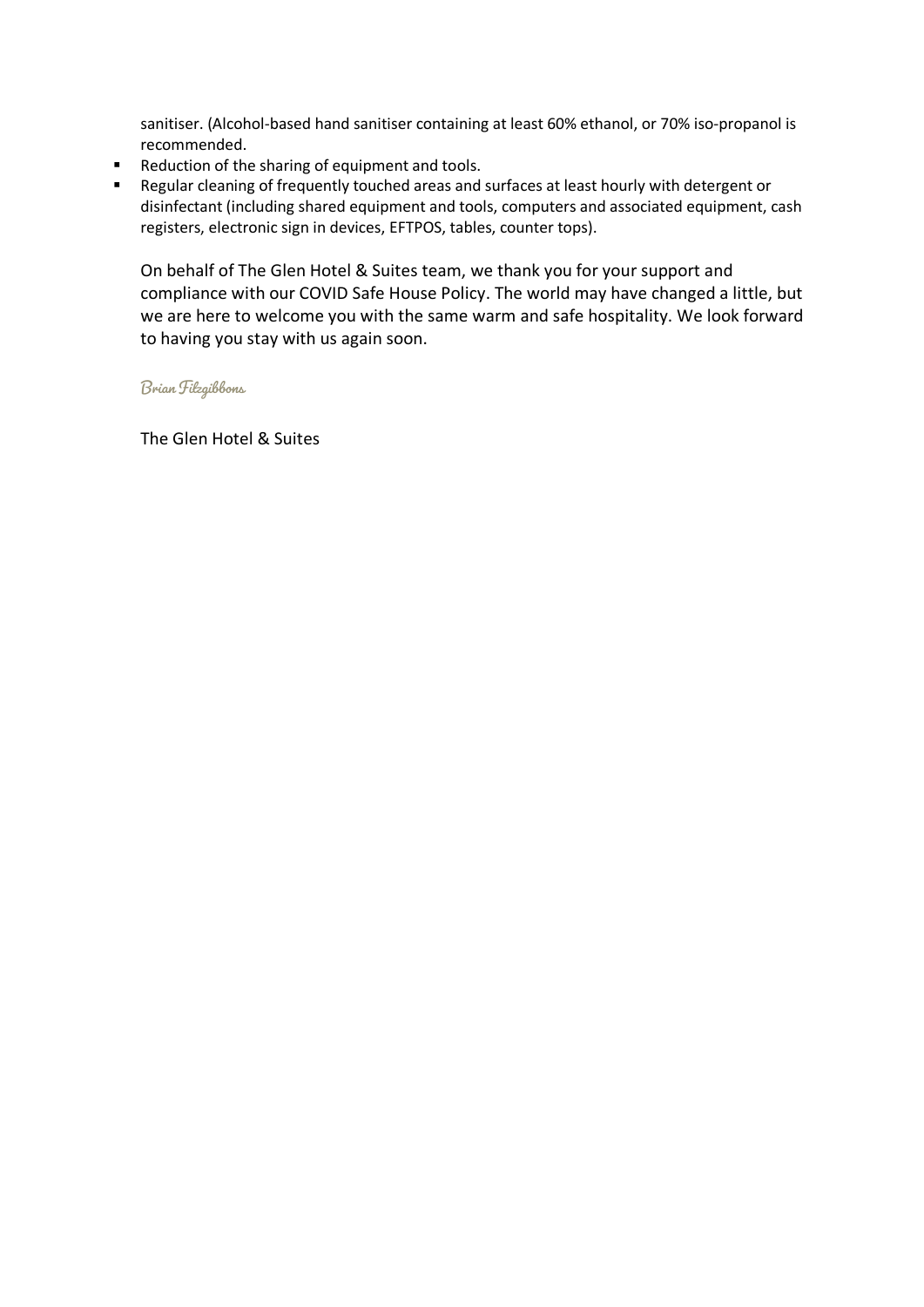sanitiser. (Alcohol-based hand sanitiser containing at least 60% ethanol, or 70% iso-propanol is recommended.

- Reduction of the sharing of equipment and tools.
- Regular cleaning of frequently touched areas and surfaces at least hourly with detergent or disinfectant (including shared equipment and tools, computers and associated equipment, cash registers, electronic sign in devices, EFTPOS, tables, counter tops).

On behalf of The Glen Hotel & Suites team, we thank you for your support and compliance with our COVID Safe House Policy. The world may have changed a little, but we are here to welcome you with the same warm and safe hospitality. We look forward to having you stay with us again soon.

*Brian Fitzgibbons*

The Glen Hotel & Suites